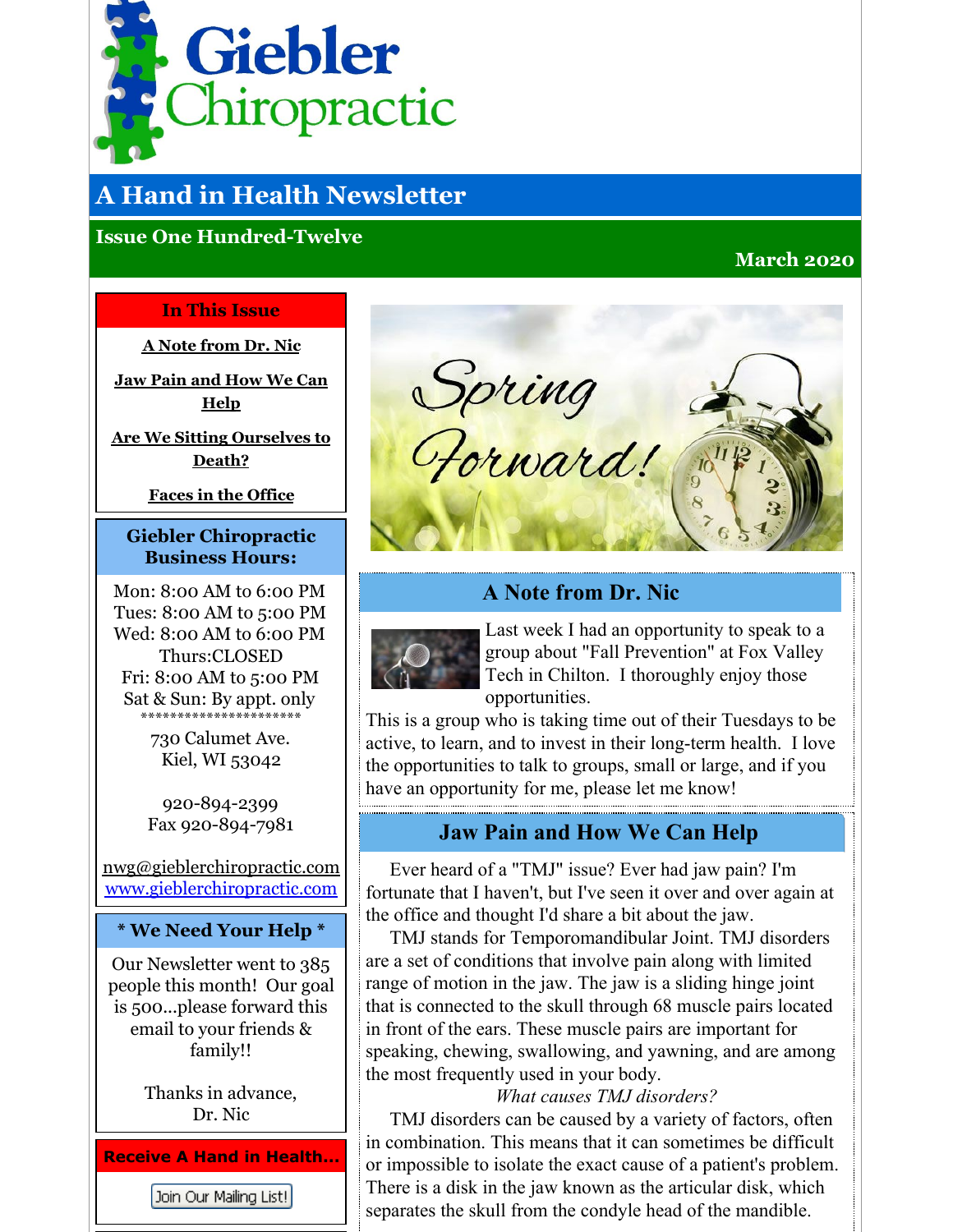# Giebler Chiropractic

## A Hand in Health Newsletter

**Issue One Hundred-Twelve**

**March 2020**

### In This Issue

A Note from Dr. Nic

Jaw Pain and How We Can Help

Are We Sitting Ourselves to Death?

Faces in the Office

### Giebler Chiropractic Business Hours:

Mon: 8:00 AM to 6:00 PM
Tues: 8:00 AM to 5:00 PM
Wed: 8:00 AM to 6:00 PM
Thurs:CLOSED
Fri: 8:00 AM to 5:00 PM
Sat & Sun: By appt. only

***********************

730 Calumet Ave.
Kiel, WI 53042

920-894-2399
Fax 920-894-7981

nwg@gieblerchiropractic.com
www.gieblerchiropractic.com

### * We Need Your Help *

Our Newsletter went to 385 people this month! Our goal is 500...please forward this email to your friends & family!!

Thanks in advance,
Dr. Nic

### Receive A Hand in Health...

Join Our Mailing List!

Spring Forward!

## A Note from Dr. Nic

Last week I had an opportunity to speak to a group about "Fall Prevention" at Fox Valley Tech in Chilton. I thoroughly enjoy those opportunities.

This is a group who is taking time out of their Tuesdays to be active, to learn, and to invest in their long-term health. I love the opportunities to talk to groups, small or large, and if you have an opportunity for me, please let me know!

## Jaw Pain and How We Can Help

Ever heard of a "TMJ" issue? Ever had jaw pain? I'm fortunate that I haven't, but I've seen it over and over again at the office and thought I'd share a bit about the jaw.

TMJ stands for Temporomandibular Joint. TMJ disorders are a set of conditions that involve pain along with limited range of motion in the jaw. The jaw is a sliding hinge joint that is connected to the skull through 68 muscle pairs located in front of the ears. These muscle pairs are important for speaking, chewing, swallowing, and yawning, and are among the most frequently used in your body.

*What causes TMJ disorders?*

TMJ disorders can be caused by a variety of factors, often in combination. This means that it can sometimes be difficult or impossible to isolate the exact cause of a patient's problem. There is a disk in the jaw known as the articular disk, which separates the skull from the condyle head of the mandible.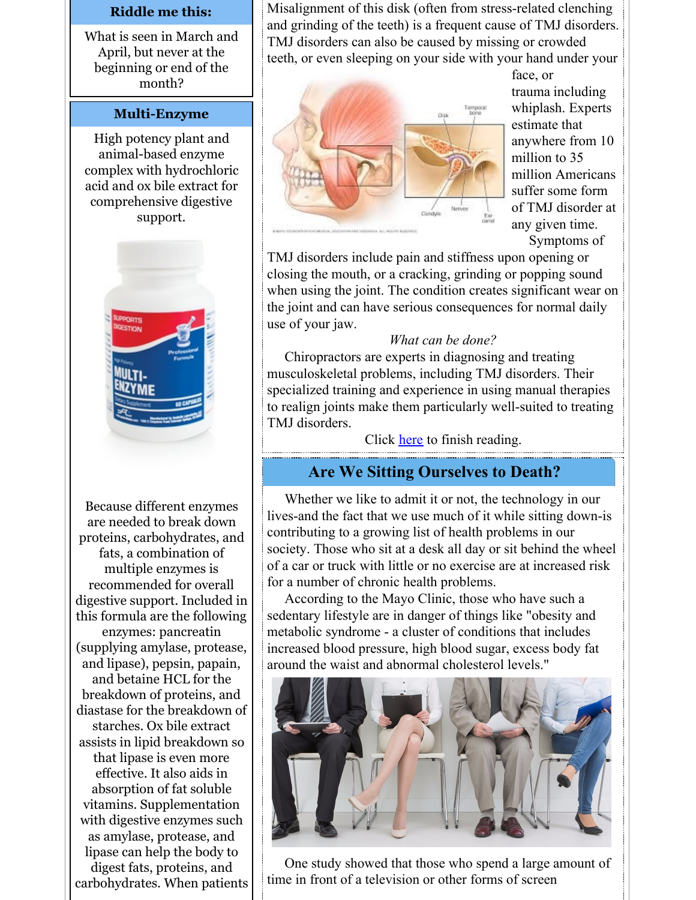## Riddle me this:

What is seen in March and April, but never at the beginning or end of the month?

## Multi-Enzyme

High potency plant and animal-based enzyme complex with hydrochloric acid and ox bile extract for comprehensive digestive support.

Because different enzymes are needed to break down proteins, carbohydrates, and fats, a combination of multiple enzymes is recommended for overall digestive support. Included in this formula are the following enzymes: pancreatin (supplying amylase, protease, and lipase), pepsin, papain, and betaine HCL for the breakdown of proteins, and diastase for the breakdown of starches. Ox bile extract assists in lipid breakdown so that lipase is even more effective. It also aids in absorption of fat soluble vitamins. Supplementation with digestive enzymes such as amylase, protease, and lipase can help the body to digest fats, proteins, and carbohydrates. When patients

Misalignment of this disk (often from stress-related clenching and grinding of the teeth) is a frequent cause of TMJ disorders. TMJ disorders can also be caused by missing or crowded teeth, or even sleeping on your side with your hand under your face, or trauma including whiplash. Experts estimate that anywhere from 10 million to 35 million Americans suffer some form of TMJ disorder at any given time.

Symptoms of TMJ disorders include pain and stiffness upon opening or closing the mouth, or a cracking, grinding or popping sound when using the joint. The condition creates significant wear on the joint and can have serious consequences for normal daily use of your jaw.

*What can be done?*

Chiropractors are experts in diagnosing and treating musculoskeletal problems, including TMJ disorders. Their specialized training and experience in using manual therapies to realign joints make them particularly well-suited to treating TMJ disorders.

Click [here]() to finish reading.

## Are We Sitting Ourselves to Death?

Whether we like to admit it or not, the technology in our lives-and the fact that we use much of it while sitting down-is contributing to a growing list of health problems in our society. Those who sit at a desk all day or sit behind the wheel of a car or truck with little or no exercise are at increased risk for a number of chronic health problems.

According to the Mayo Clinic, those who have such a sedentary lifestyle are in danger of things like "obesity and metabolic syndrome - a cluster of conditions that includes increased blood pressure, high blood sugar, excess body fat around the waist and abnormal cholesterol levels."

One study showed that those who spend a large amount of time in front of a television or other forms of screen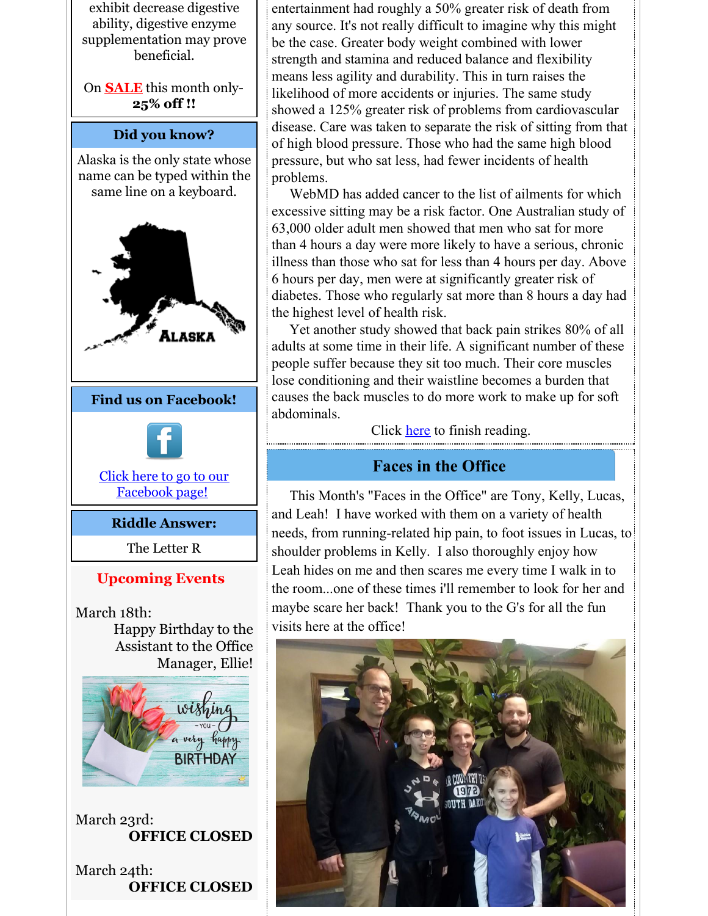exhibit decrease digestive ability, digestive enzyme supplementation may prove beneficial.

On **SALE** this month only- **25% off !!**

## Did you know?

Alaska is the only state whose name can be typed within the same line on a keyboard.

## Find us on Facebook!

[Click here to go to our Facebook page!]

## Riddle Answer:

The Letter R

## Upcoming Events

March 18th:
Happy Birthday to the Assistant to the Office Manager, Ellie!

March 23rd:
**OFFICE CLOSED**

March 24th:
**OFFICE CLOSED**

entertainment had roughly a 50% greater risk of death from any source. It's not really difficult to imagine why this might be the case. Greater body weight combined with lower strength and stamina and reduced balance and flexibility means less agility and durability. This in turn raises the likelihood of more accidents or injuries. The same study showed a 125% greater risk of problems from cardiovascular disease. Care was taken to separate the risk of sitting from that of high blood pressure. Those who had the same high blood pressure, but who sat less, had fewer incidents of health problems.

WebMD has added cancer to the list of ailments for which excessive sitting may be a risk factor. One Australian study of 63,000 older adult men showed that men who sat for more than 4 hours a day were more likely to have a serious, chronic illness than those who sat for less than 4 hours per day. Above 6 hours per day, men were at significantly greater risk of diabetes. Those who regularly sat more than 8 hours a day had the highest level of health risk.

Yet another study showed that back pain strikes 80% of all adults at some time in their life. A significant number of these people suffer because they sit too much. Their core muscles lose conditioning and their waistline becomes a burden that causes the back muscles to do more work to make up for soft abdominals.

Click [here] to finish reading.

## Faces in the Office

This Month's "Faces in the Office" are Tony, Kelly, Lucas, and Leah! I have worked with them on a variety of health needs, from running-related hip pain, to foot issues in Lucas, to shoulder problems in Kelly. I also thoroughly enjoy how Leah hides on me and then scares me every time I walk in to the room...one of these times i'll remember to look for her and maybe scare her back! Thank you to the G's for all the fun visits here at the office!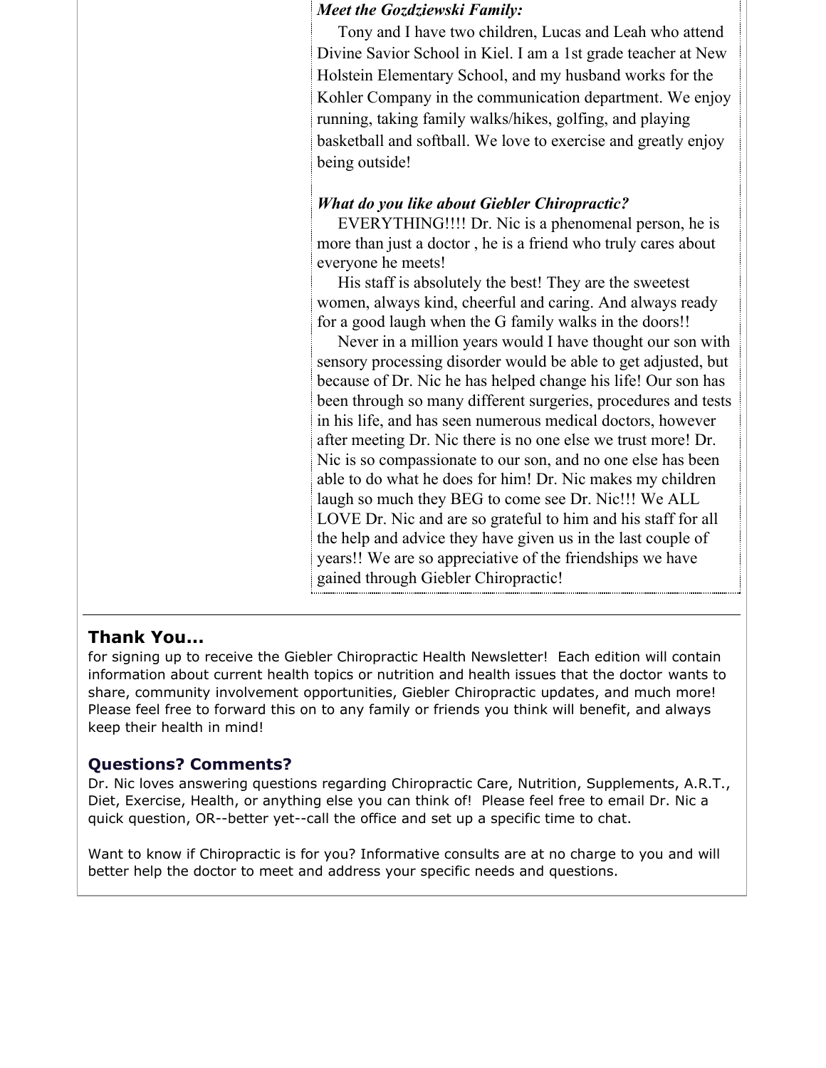***Meet the Gozdziewski Family:***

Tony and I have two children, Lucas and Leah who attend Divine Savior School in Kiel. I am a 1st grade teacher at New Holstein Elementary School, and my husband works for the Kohler Company in the communication department. We enjoy running, taking family walks/hikes, golfing, and playing basketball and softball. We love to exercise and greatly enjoy being outside!

***What do you like about Giebler Chiropractic?***

EVERYTHING!!!! Dr. Nic is a phenomenal person, he is more than just a doctor , he is a friend who truly cares about everyone he meets!

His staff is absolutely the best! They are the sweetest women, always kind, cheerful and caring. And always ready for a good laugh when the G family walks in the doors!!

Never in a million years would I have thought our son with sensory processing disorder would be able to get adjusted, but because of Dr. Nic he has helped change his life! Our son has been through so many different surgeries, procedures and tests in his life, and has seen numerous medical doctors, however after meeting Dr. Nic there is no one else we trust more! Dr. Nic is so compassionate to our son, and no one else has been able to do what he does for him! Dr. Nic makes my children laugh so much they BEG to come see Dr. Nic!!! We ALL LOVE Dr. Nic and are so grateful to him and his staff for all the help and advice they have given us in the last couple of years!! We are so appreciative of the friendships we have gained through Giebler Chiropractic!

---

## Thank You...

for signing up to receive the Giebler Chiropractic Health Newsletter! Each edition will contain information about current health topics or nutrition and health issues that the doctor wants to share, community involvement opportunities, Giebler Chiropractic updates, and much more! Please feel free to forward this on to any family or friends you think will benefit, and always keep their health in mind!

## Questions? Comments?

Dr. Nic loves answering questions regarding Chiropractic Care, Nutrition, Supplements, A.R.T., Diet, Exercise, Health, or anything else you can think of! Please feel free to email Dr. Nic a quick question, OR--better yet--call the office and set up a specific time to chat.

Want to know if Chiropractic is for you? Informative consults are at no charge to you and will better help the doctor to meet and address your specific needs and questions.